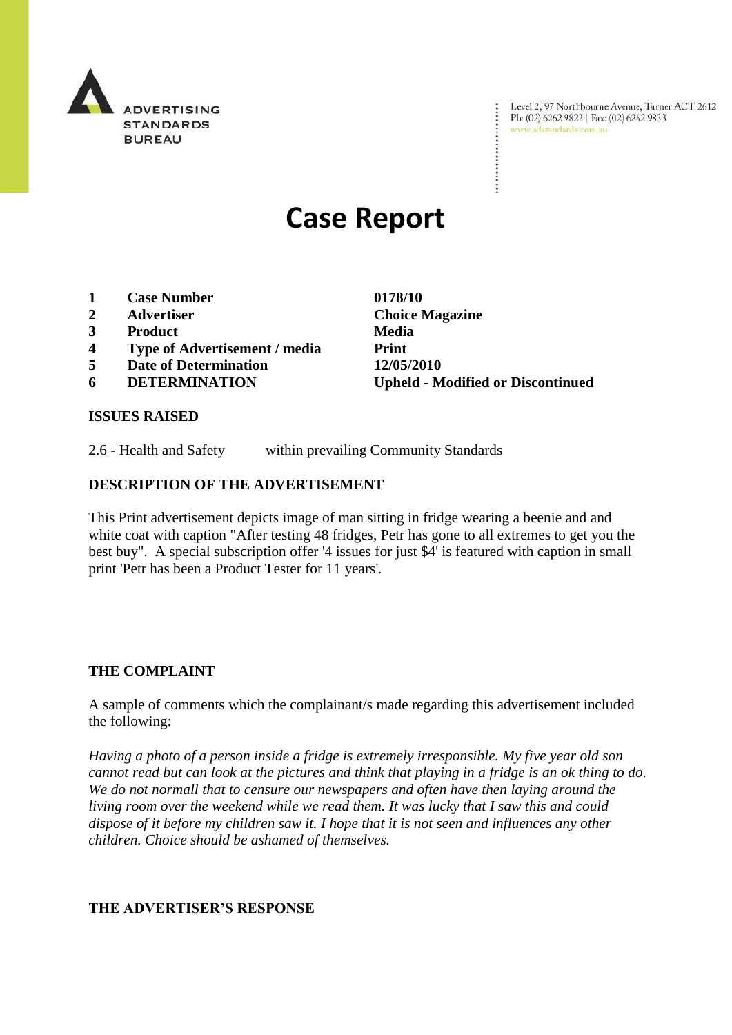ADVERTISING STANDARDS BUREAU

Level 2, 97 Northbourne Avenue, Turner ACT 2612
Ph: (02) 6262 9822 | Fax: (02) 6262 9833
www.adstandards.com.au

# Case Report

| | | |
|---|---|---|
| **1** | **Case Number** | **0178/10** |
| **2** | **Advertiser** | **Choice Magazine** |
| **3** | **Product** | **Media** |
| **4** | **Type of Advertisement / media** | **Print** |
| **5** | **Date of Determination** | **12/05/2010** |
| **6** | **DETERMINATION** | **Upheld - Modified or Discontinued** |

## ISSUES RAISED

2.6 - Health and Safety within prevailing Community Standards

## DESCRIPTION OF THE ADVERTISEMENT

This Print advertisement depicts image of man sitting in fridge wearing a beenie and and white coat with caption "After testing 48 fridges, Petr has gone to all extremes to get you the best buy". A special subscription offer '4 issues for just $4' is featured with caption in small print 'Petr has been a Product Tester for 11 years'.

## THE COMPLAINT

A sample of comments which the complainant/s made regarding this advertisement included the following:

*Having a photo of a person inside a fridge is extremely irresponsible. My five year old son cannot read but can look at the pictures and think that playing in a fridge is an ok thing to do. We do not normall that to censure our newspapers and often have then laying around the living room over the weekend while we read them. It was lucky that I saw this and could dispose of it before my children saw it. I hope that it is not seen and influences any other children. Choice should be ashamed of themselves.*

## THE ADVERTISER'S RESPONSE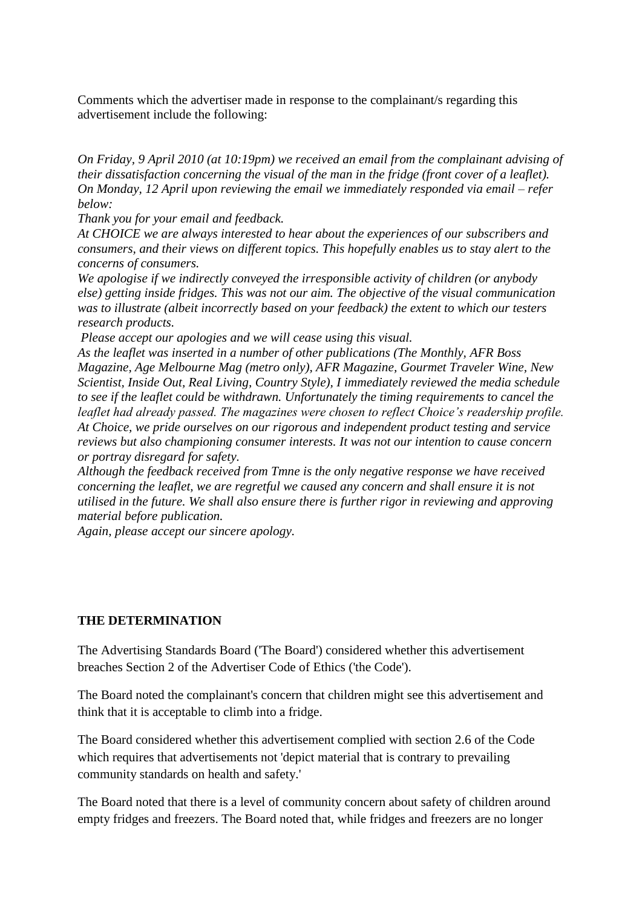Comments which the advertiser made in response to the complainant/s regarding this advertisement include the following:

*On Friday, 9 April 2010 (at 10:19pm) we received an email from the complainant advising of their dissatisfaction concerning the visual of the man in the fridge (front cover of a leaflet). On Monday, 12 April upon reviewing the email we immediately responded via email – refer below:*

*Thank you for your email and feedback.*

*At CHOICE we are always interested to hear about the experiences of our subscribers and consumers, and their views on different topics. This hopefully enables us to stay alert to the concerns of consumers.*

*We apologise if we indirectly conveyed the irresponsible activity of children (or anybody else) getting inside fridges. This was not our aim. The objective of the visual communication was to illustrate (albeit incorrectly based on your feedback) the extent to which our testers research products.*

*Please accept our apologies and we will cease using this visual.*

*As the leaflet was inserted in a number of other publications (The Monthly, AFR Boss Magazine, Age Melbourne Mag (metro only), AFR Magazine, Gourmet Traveler Wine, New Scientist, Inside Out, Real Living, Country Style), I immediately reviewed the media schedule to see if the leaflet could be withdrawn. Unfortunately the timing requirements to cancel the leaflet had already passed. The magazines were chosen to reflect Choice's readership profile.*

*At Choice, we pride ourselves on our rigorous and independent product testing and service reviews but also championing consumer interests. It was not our intention to cause concern or portray disregard for safety.*

*Although the feedback received from Tmne is the only negative response we have received concerning the leaflet, we are regretful we caused any concern and shall ensure it is not utilised in the future. We shall also ensure there is further rigor in reviewing and approving material before publication.*

*Again, please accept our sincere apology.*

**THE DETERMINATION**

The Advertising Standards Board ('The Board') considered whether this advertisement breaches Section 2 of the Advertiser Code of Ethics ('the Code').

The Board noted the complainant's concern that children might see this advertisement and think that it is acceptable to climb into a fridge.

The Board considered whether this advertisement complied with section 2.6 of the Code which requires that advertisements not 'depict material that is contrary to prevailing community standards on health and safety.'

The Board noted that there is a level of community concern about safety of children around empty fridges and freezers. The Board noted that, while fridges and freezers are no longer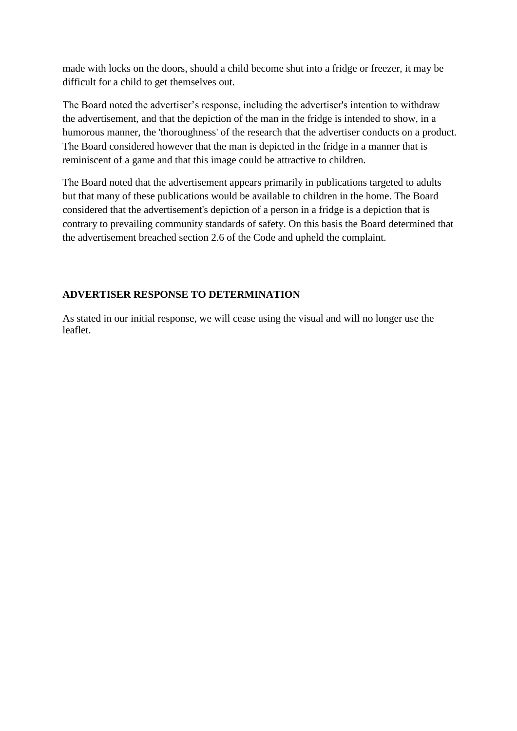made with locks on the doors, should a child become shut into a fridge or freezer, it may be difficult for a child to get themselves out.

The Board noted the advertiser's response, including the advertiser's intention to withdraw the advertisement, and that the depiction of the man in the fridge is intended to show, in a humorous manner, the 'thoroughness' of the research that the advertiser conducts on a product. The Board considered however that the man is depicted in the fridge in a manner that is reminiscent of a game and that this image could be attractive to children.

The Board noted that the advertisement appears primarily in publications targeted to adults but that many of these publications would be available to children in the home. The Board considered that the advertisement's depiction of a person in a fridge is a depiction that is contrary to prevailing community standards of safety. On this basis the Board determined that the advertisement breached section 2.6 of the Code and upheld the complaint.

## ADVERTISER RESPONSE TO DETERMINATION

As stated in our initial response, we will cease using the visual and will no longer use the leaflet.